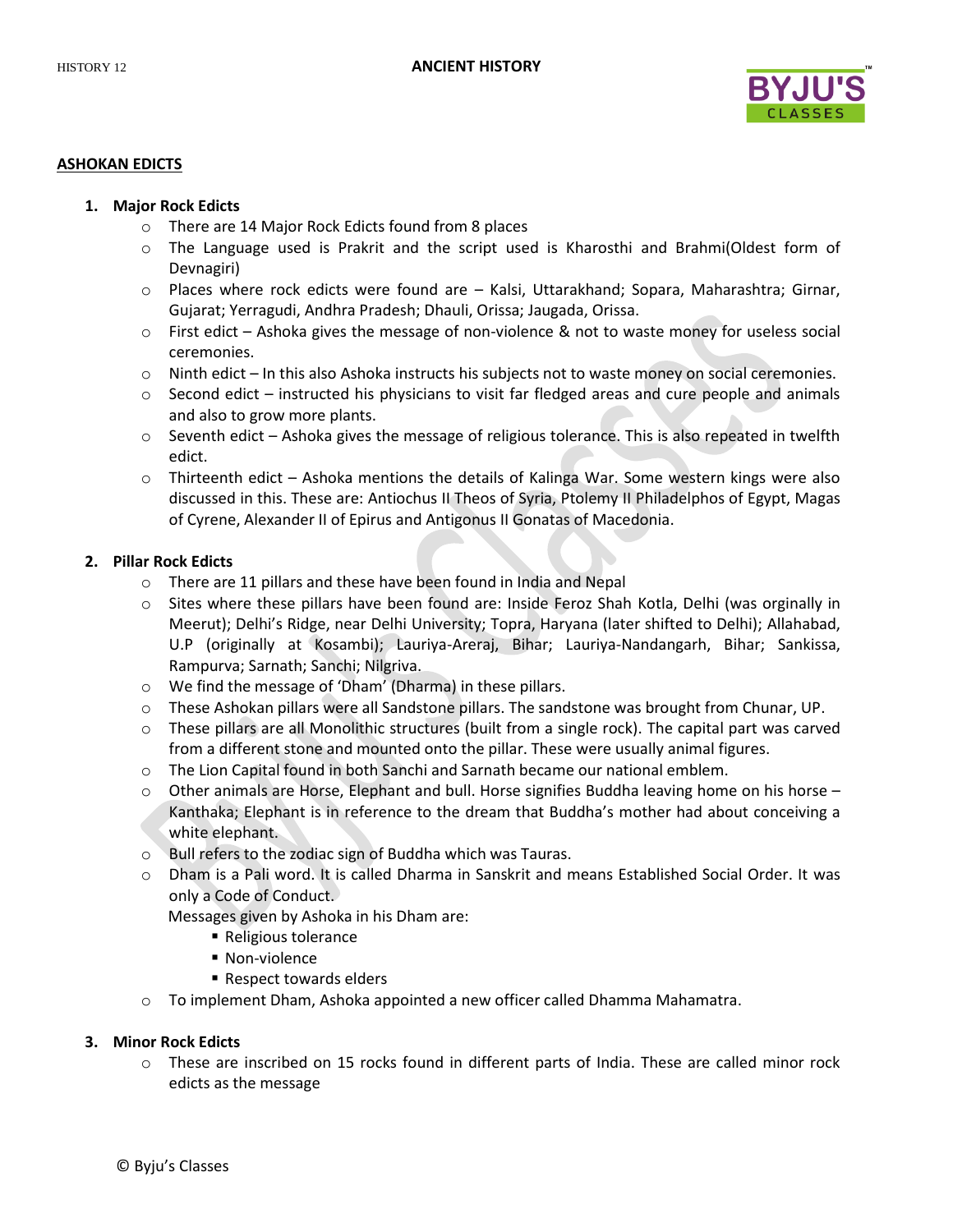## ASHOKAN EDICTS

1. **Major Rock Edicts**
   - There are 14 Major Rock Edicts found from 8 places
   - The Language used is Prakrit and the script used is Kharosthi and Brahmi(Oldest form of Devnagiri)
   - Places where rock edicts were found are – Kalsi, Uttarakhand; Sopara, Maharashtra; Girnar, Gujarat; Yerragudi, Andhra Pradesh; Dhauli, Orissa; Jaugada, Orissa.
   - First edict – Ashoka gives the message of non-violence & not to waste money for useless social ceremonies.
   - Ninth edict – In this also Ashoka instructs his subjects not to waste money on social ceremonies.
   - Second edict – instructed his physicians to visit far fledged areas and cure people and animals and also to grow more plants.
   - Seventh edict – Ashoka gives the message of religious tolerance. This is also repeated in twelfth edict.
   - Thirteenth edict – Ashoka mentions the details of Kalinga War. Some western kings were also discussed in this. These are: Antiochus II Theos of Syria, Ptolemy II Philadelphos of Egypt, Magas of Cyrene, Alexander II of Epirus and Antigonus II Gonatas of Macedonia.

2. **Pillar Rock Edicts**
   - There are 11 pillars and these have been found in India and Nepal
   - Sites where these pillars have been found are: Inside Feroz Shah Kotla, Delhi (was orginally in Meerut); Delhi's Ridge, near Delhi University; Topra, Haryana (later shifted to Delhi); Allahabad, U.P (originally at Kosambi); Lauriya-Areraj, Bihar; Lauriya-Nandangarh, Bihar; Sankissa, Rampurva; Sarnath; Sanchi; Nilgriva.
   - We find the message of 'Dham' (Dharma) in these pillars.
   - These Ashokan pillars were all Sandstone pillars. The sandstone was brought from Chunar, UP.
   - These pillars are all Monolithic structures (built from a single rock). The capital part was carved from a different stone and mounted onto the pillar. These were usually animal figures.
   - The Lion Capital found in both Sanchi and Sarnath became our national emblem.
   - Other animals are Horse, Elephant and bull. Horse signifies Buddha leaving home on his horse – Kanthaka; Elephant is in reference to the dream that Buddha's mother had about conceiving a white elephant.
   - Bull refers to the zodiac sign of Buddha which was Tauras.
   - Dham is a Pali word. It is called Dharma in Sanskrit and means Established Social Order. It was only a Code of Conduct.

     Messages given by Ashoka in his Dham are:
     - Religious tolerance
     - Non-violence
     - Respect towards elders
   - To implement Dham, Ashoka appointed a new officer called Dhamma Mahamatra.

3. **Minor Rock Edicts**
   - These are inscribed on 15 rocks found in different parts of India. These are called minor rock edicts as the message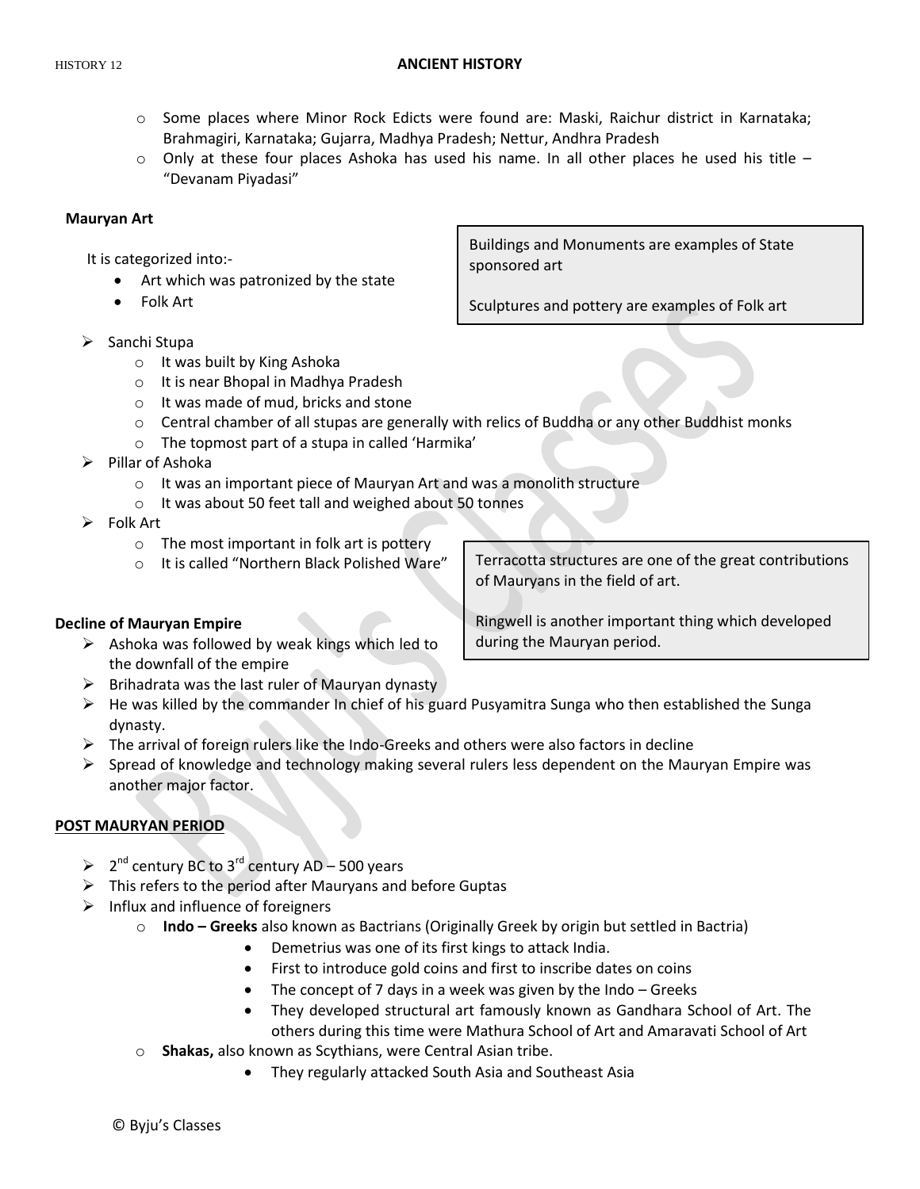- Some places where Minor Rock Edicts were found are: Maski, Raichur district in Karnataka; Brahmagiri, Karnataka; Gujarra, Madhya Pradesh; Nettur, Andhra Pradesh
- Only at these four places Ashoka has used his name. In all other places he used his title – "Devanam Piyadasi"

**Mauryan Art**

It is categorized into:-

- Art which was patronized by the state
- Folk Art

> Buildings and Monuments are examples of State sponsored art
>
> Sculptures and pottery are examples of Folk art

- Sanchi Stupa
  - It was built by King Ashoka
  - It is near Bhopal in Madhya Pradesh
  - It was made of mud, bricks and stone
  - Central chamber of all stupas are generally with relics of Buddha or any other Buddhist monks
  - The topmost part of a stupa in called 'Harmika'
- Pillar of Ashoka
  - It was an important piece of Mauryan Art and was a monolith structure
  - It was about 50 feet tall and weighed about 50 tonnes
- Folk Art
  - The most important in folk art is pottery
  - It is called "Northern Black Polished Ware"

> Terracotta structures are one of the great contributions of Mauryans in the field of art.
>
> Ringwell is another important thing which developed during the Mauryan period.

**Decline of Mauryan Empire**

- Ashoka was followed by weak kings which led to the downfall of the empire
- Brihadrata was the last ruler of Mauryan dynasty
- He was killed by the commander In chief of his guard Pusyamitra Sunga who then established the Sunga dynasty.
- The arrival of foreign rulers like the Indo-Greeks and others were also factors in decline
- Spread of knowledge and technology making several rulers less dependent on the Mauryan Empire was another major factor.

**POST MAURYAN PERIOD**

- 2nd century BC to 3rd century AD – 500 years
- This refers to the period after Mauryans and before Guptas
- Influx and influence of foreigners
  - **Indo – Greeks** also known as Bactrians (Originally Greek by origin but settled in Bactria)
    - Demetrius was one of its first kings to attack India.
    - First to introduce gold coins and first to inscribe dates on coins
    - The concept of 7 days in a week was given by the Indo – Greeks
    - They developed structural art famously known as Gandhara School of Art. The others during this time were Mathura School of Art and Amaravati School of Art
  - **Shakas,** also known as Scythians, were Central Asian tribe.
    - They regularly attacked South Asia and Southeast Asia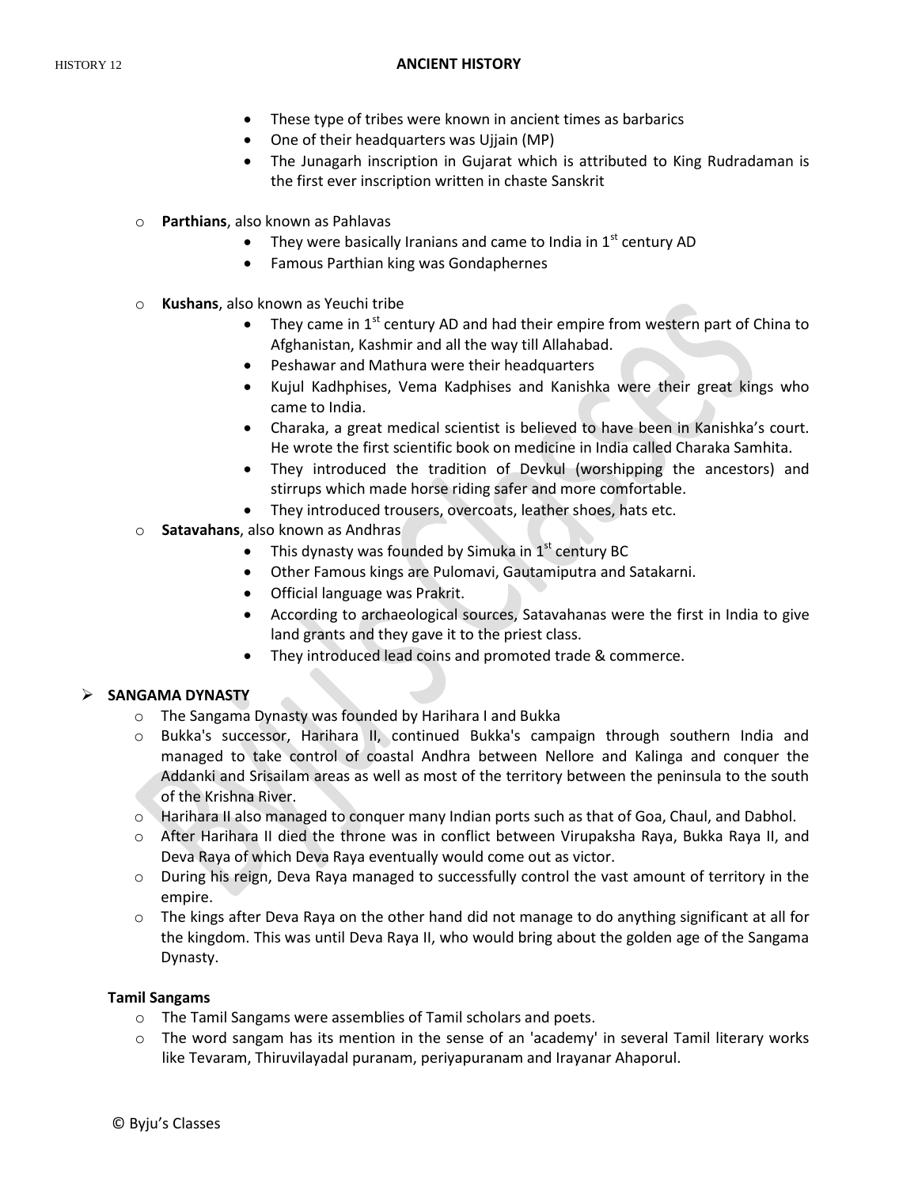- These type of tribes were known in ancient times as barbarics
- One of their headquarters was Ujjain (MP)
- The Junagarh inscription in Gujarat which is attributed to King Rudradaman is the first ever inscription written in chaste Sanskrit

- **Parthians**, also known as Pahlavas
    - They were basically Iranians and came to India in 1st century AD
    - Famous Parthian king was Gondaphernes

- **Kushans**, also known as Yeuchi tribe
    - They came in 1st century AD and had their empire from western part of China to Afghanistan, Kashmir and all the way till Allahabad.
    - Peshawar and Mathura were their headquarters
    - Kujul Kadhphises, Vema Kadphises and Kanishka were their great kings who came to India.
    - Charaka, a great medical scientist is believed to have been in Kanishka's court. He wrote the first scientific book on medicine in India called Charaka Samhita.
    - They introduced the tradition of Devkul (worshipping the ancestors) and stirrups which made horse riding safer and more comfortable.
    - They introduced trousers, overcoats, leather shoes, hats etc.
- **Satavahans**, also known as Andhras
    - This dynasty was founded by Simuka in 1st century BC
    - Other Famous kings are Pulomavi, Gautamiputra and Satakarni.
    - Official language was Prakrit.
    - According to archaeological sources, Satavahanas were the first in India to give land grants and they gave it to the priest class.
    - They introduced lead coins and promoted trade & commerce.

## SANGAMA DYNASTY

- The Sangama Dynasty was founded by Harihara I and Bukka
- Bukka's successor, Harihara II, continued Bukka's campaign through southern India and managed to take control of coastal Andhra between Nellore and Kalinga and conquer the Addanki and Srisailam areas as well as most of the territory between the peninsula to the south of the Krishna River.
- Harihara II also managed to conquer many Indian ports such as that of Goa, Chaul, and Dabhol.
- After Harihara II died the throne was in conflict between Virupaksha Raya, Bukka Raya II, and Deva Raya of which Deva Raya eventually would come out as victor.
- During his reign, Deva Raya managed to successfully control the vast amount of territory in the empire.
- The kings after Deva Raya on the other hand did not manage to do anything significant at all for the kingdom. This was until Deva Raya II, who would bring about the golden age of the Sangama Dynasty.

### Tamil Sangams

- The Tamil Sangams were assemblies of Tamil scholars and poets.
- The word sangam has its mention in the sense of an 'academy' in several Tamil literary works like Tevaram, Thiruvilayadal puranam, periyapuranam and Irayanar Ahaporul.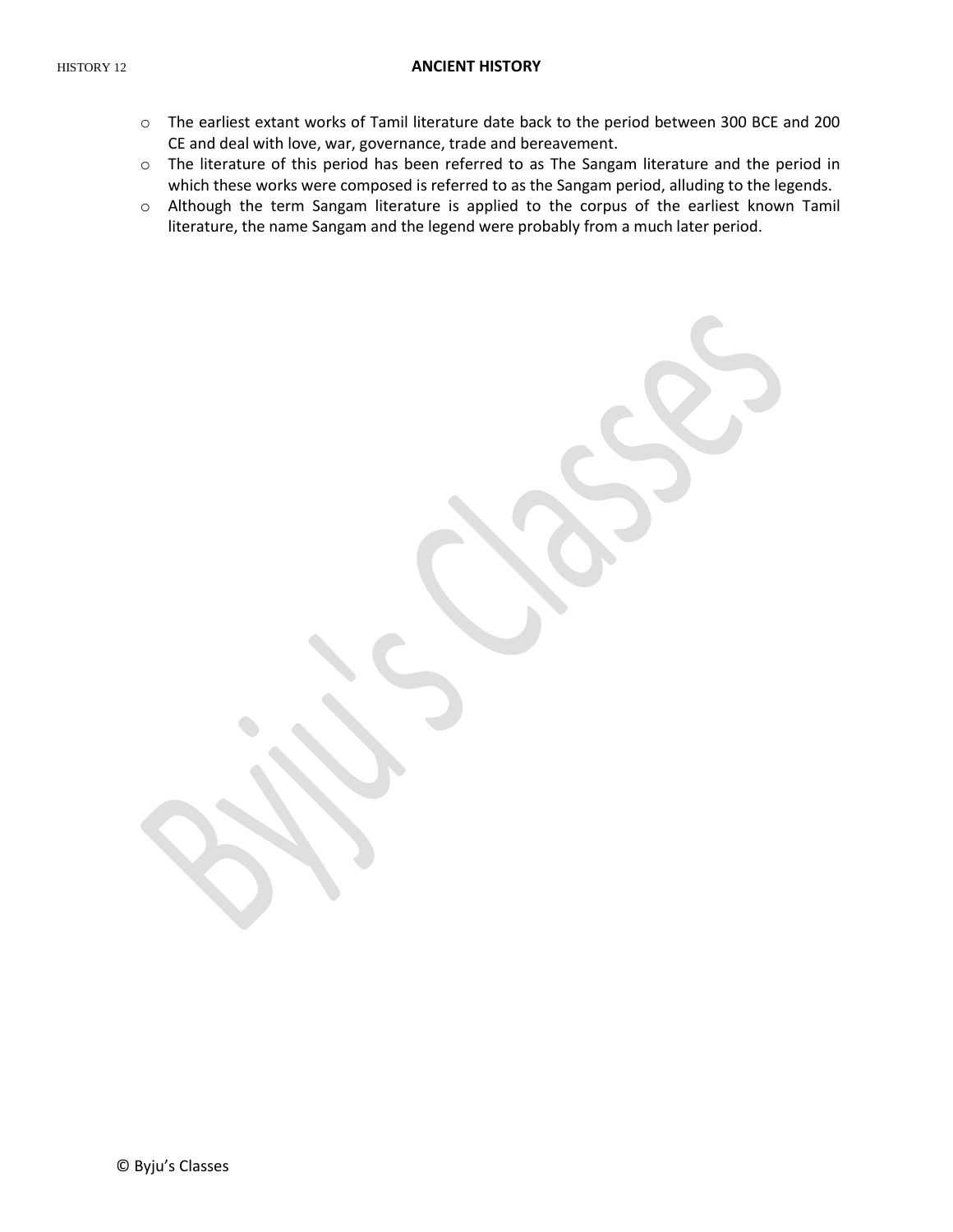- The earliest extant works of Tamil literature date back to the period between 300 BCE and 200 CE and deal with love, war, governance, trade and bereavement.
- The literature of this period has been referred to as The Sangam literature and the period in which these works were composed is referred to as the Sangam period, alluding to the legends.
- Although the term Sangam literature is applied to the corpus of the earliest known Tamil literature, the name Sangam and the legend were probably from a much later period.